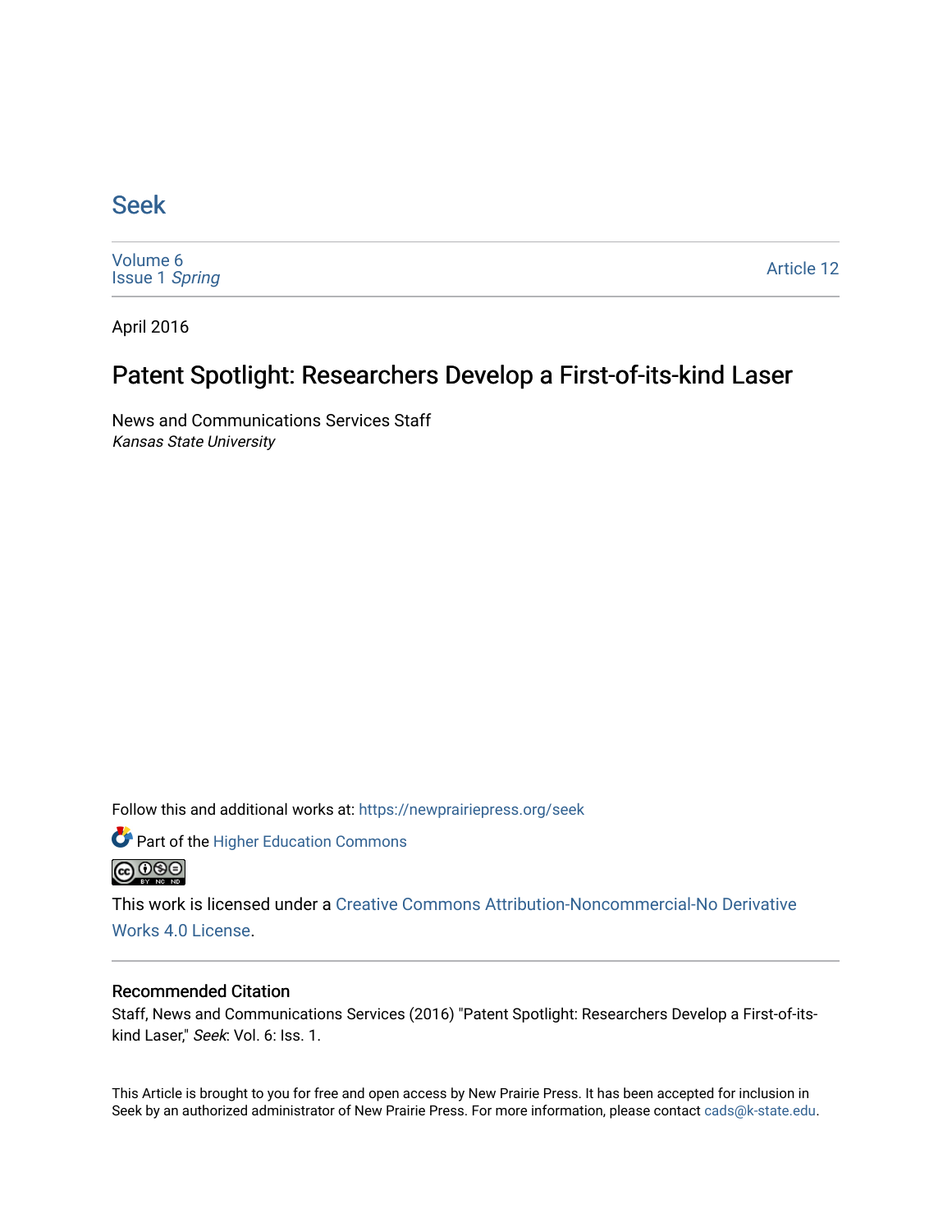# Seek

Volume 6
Issue 1 *Spring*

Article 12

April 2016

## Patent Spotlight: Researchers Develop a First-of-its-kind Laser

News and Communications Services Staff
*Kansas State University*

Follow this and additional works at: https://newprairiepress.org/seek

Part of the Higher Education Commons

This work is licensed under a Creative Commons Attribution-Noncommercial-No Derivative Works 4.0 License.

### Recommended Citation

Staff, News and Communications Services (2016) "Patent Spotlight: Researchers Develop a First-of-its-kind Laser," *Seek*: Vol. 6: Iss. 1.

This Article is brought to you for free and open access by New Prairie Press. It has been accepted for inclusion in Seek by an authorized administrator of New Prairie Press. For more information, please contact cads@k-state.edu.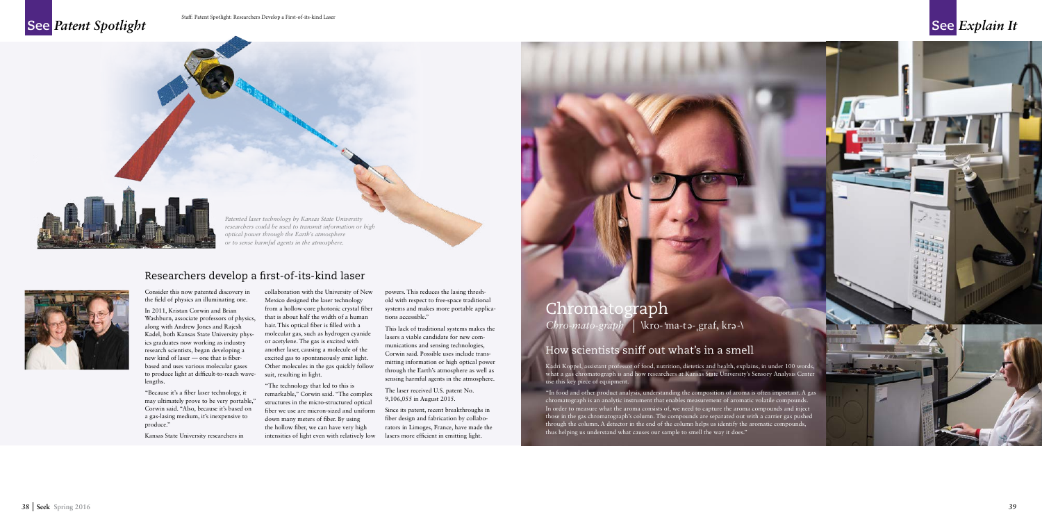*Patented laser technology by Kansas State University researchers could be used to transmit information or high optical power through the Earth's atmosphere or to sense harmful agents in the atmosphere.*

## Researchers develop a first-of-its-kind laser

Consider this now patented discovery in the field of physics an illuminating one.

In 2011, Kristan Corwin and Brian Washburn, associate professors of physics, along with Andrew Jones and Rajesh Kadel, both Kansas State University physics graduates now working as industry research scientists, began developing a new kind of laser — one that is fiber-based and uses various molecular gases to produce light at difficult-to-reach wavelengths.

"Because it's a fiber laser technology, it may ultimately prove to be very portable," Corwin said. "Also, because it's based on a gas-lasing medium, it's inexpensive to produce."

Kansas State University researchers in collaboration with the University of New Mexico designed the laser technology from a hollow-core photonic crystal fiber that is about half the width of a human hair. This optical fiber is filled with a molecular gas, such as hydrogen cyanide or acetylene. The gas is excited with another laser, causing a molecule of the excited gas to spontaneously emit light. Other molecules in the gas quickly follow suit, resulting in light.

"The technology that led to this is remarkable," Corwin said. "The complex structures in the micro-structured optical fiber we use are micron-sized and uniform down many meters of fiber. By using the hollow fiber, we can have very high intensities of light even with relatively low powers. This reduces the lasing threshold with respect to free-space traditional systems and makes more portable applications accessible."

This lack of traditional systems makes the lasers a viable candidate for new communications and sensing technologies, Corwin said. Possible uses include transmitting information or high optical power through the Earth's atmosphere as well as sensing harmful agents in the atmosphere.

The laser received U.S. patent No. 9,106,055 in August 2015.

Since its patent, recent breakthroughs in fiber design and fabrication by collaborators in Limoges, France, have made the lasers more efficient in emitting light.

# Chromatograph

*Chro-mato-graph* | \kro-ˈma-tə-ˌgraf, krə-\

## How scientists sniff out what's in a smell

Kadri Koppel, assistant professor of food, nutrition, dietetics and health, explains, in under 100 words, what a gas chromatograph is and how researchers at Kansas State University's Sensory Analysis Center use this key piece of equipment.

"In food and other product analysis, understanding the composition of aroma is often important. A gas chromatograph is an analytic instrument that enables measurement of aromatic volatile compounds. In order to measure what the aroma consists of, we need to capture the aroma compounds and inject those in the gas chromatograph's column. The compounds are separated out with a carrier gas pushed through the column. A detector in the end of the column helps us identify the aromatic compounds, thus helping us understand what causes our sample to smell the way it does."